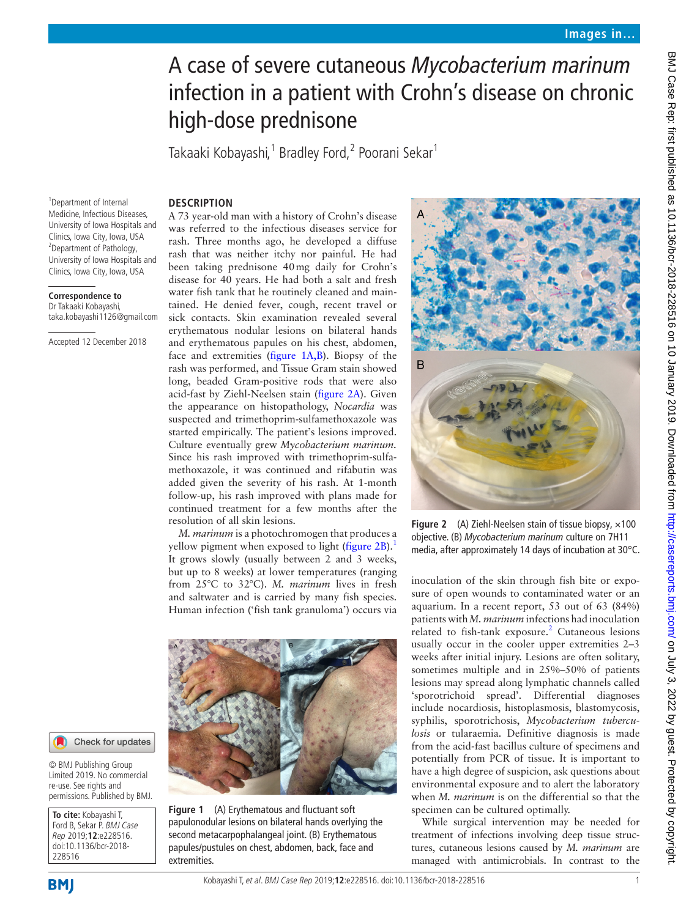Images in...

# A case of severe cutaneous *Mycobacterium marinum* infection in a patient with Crohn's disease on chronic high-dose prednisone

Takaaki Kobayashi,[1] Bradley Ford,[2] Poorani Sekar[1]

[1]Department of Internal Medicine, Infectious Diseases, University of Iowa Hospitals and Clinics, Iowa City, Iowa, USA
[2]Department of Pathology, University of Iowa Hospitals and Clinics, Iowa City, Iowa, USA

**Correspondence to**
Dr Takaaki Kobayashi, taka.kobayashi1126@gmail.com

Accepted 12 December 2018

© BMJ Publishing Group Limited 2019. No commercial re-use. See rights and permissions. Published by BMJ.

**To cite:** Kobayashi T, Ford B, Sekar P. *BMJ Case Rep* 2019;**12**:e228516. doi:10.1136/bcr-2018-228516

## DESCRIPTION

A 73 year-old man with a history of Crohn's disease was referred to the infectious diseases service for rash. Three months ago, he developed a diffuse rash that was neither itchy nor painful. He had been taking prednisone 40 mg daily for Crohn's disease for 40 years. He had both a salt and fresh water fish tank that he routinely cleaned and maintained. He denied fever, cough, recent travel or sick contacts. Skin examination revealed several erythematous nodular lesions on bilateral hands and erythematous papules on his chest, abdomen, face and extremities (figure 1A,B). Biopsy of the rash was performed, and Tissue Gram stain showed long, beaded Gram-positive rods that were also acid-fast by Ziehl-Neelsen stain (figure 2A). Given the appearance on histopathology, *Nocardia* was suspected and trimethoprim-sulfamethoxazole was started empirically. The patient's lesions improved. Culture eventually grew *Mycobacterium marinum*. Since his rash improved with trimethoprim-sulfamethoxazole, it was continued and rifabutin was added given the severity of his rash. At 1-month follow-up, his rash improved with plans made for continued treatment for a few months after the resolution of all skin lesions.

*M. marinum* is a photochromogen that produces a yellow pigment when exposed to light (figure 2B).[1] It grows slowly (usually between 2 and 3 weeks, but up to 8 weeks) at lower temperatures (ranging from 25°C to 32°C). *M. marinum* lives in fresh and saltwater and is carried by many fish species. Human infection ('fish tank granuloma') occurs via inoculation of the skin through fish bite or exposure of open wounds to contaminated water or an aquarium. In a recent report, 53 out of 63 (84%) patients with *M. marinum* infections had inoculation related to fish-tank exposure.[2] Cutaneous lesions usually occur in the cooler upper extremities 2–3 weeks after initial injury. Lesions are often solitary, sometimes multiple and in 25%–50% of patients lesions may spread along lymphatic channels called 'sporotrichoid spread'. Differential diagnoses include nocardiosis, histoplasmosis, blastomycosis, syphilis, sporotrichosis, *Mycobacterium tuberculosis* or tularaemia. Definitive diagnosis is made from the acid-fast bacillus culture of specimens and potentially from PCR of tissue. It is important to have a high degree of suspicion, ask questions about environmental exposure and to alert the laboratory when *M. marinum* is on the differential so that the specimen can be cultured optimally.

While surgical intervention may be needed for treatment of infections involving deep tissue structures, cutaneous lesions caused by *M. marinum* are managed with antimicrobials. In contrast to the

**Figure 1** (A) Erythematous and fluctuant soft papulonodular lesions on bilateral hands overlying the second metacarpophalangeal joint. (B) Erythematous papules/pustules on chest, abdomen, back, face and extremities.

**Figure 2** (A) Ziehl-Neelsen stain of tissue biopsy, ×100 objective. (B) *Mycobacterium marinum* culture on 7H11 media, after approximately 14 days of incubation at 30°C.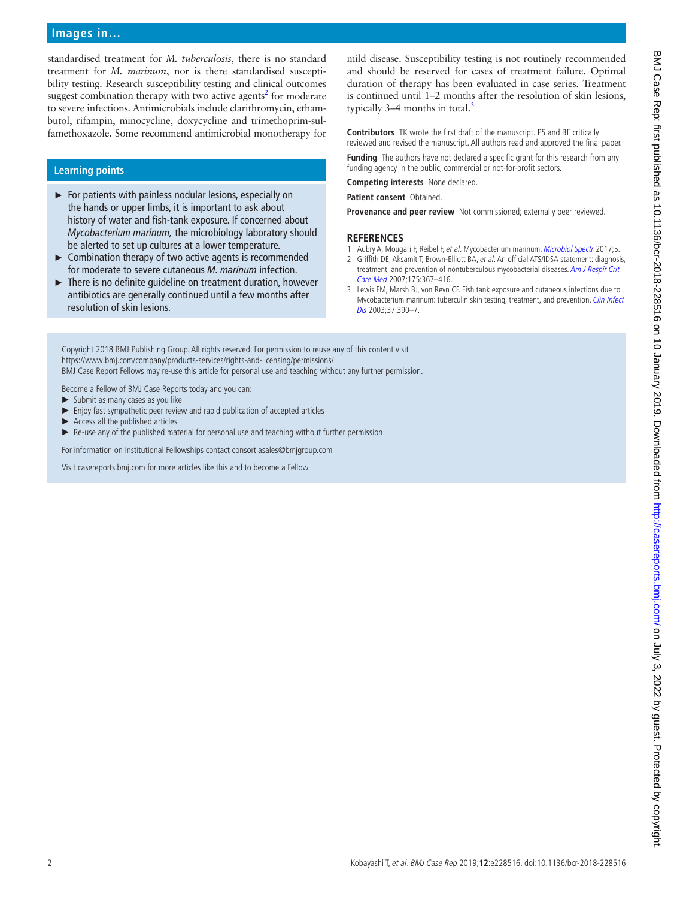standardised treatment for *M. tuberculosis*, there is no standard treatment for *M. marinum*, nor is there standardised susceptibility testing. Research susceptibility testing and clinical outcomes suggest combination therapy with two active agents[2] for moderate to severe infections. Antimicrobials include clarithromycin, ethambutol, rifampin, minocycline, doxycycline and trimethoprim-sulfamethoxazole. Some recommend antimicrobial monotherapy for mild disease. Susceptibility testing is not routinely recommended and should be reserved for cases of treatment failure. Optimal duration of therapy has been evaluated in case series. Treatment is continued until 1–2 months after the resolution of skin lesions, typically 3–4 months in total.[3]

## Learning points

- For patients with painless nodular lesions, especially on the hands or upper limbs, it is important to ask about history of water and fish-tank exposure. If concerned about *Mycobacterium marinum,* the microbiology laboratory should be alerted to set up cultures at a lower temperature.
- Combination therapy of two active agents is recommended for moderate to severe cutaneous *M. marinum* infection.
- There is no definite guideline on treatment duration, however antibiotics are generally continued until a few months after resolution of skin lesions.

**Contributors** TK wrote the first draft of the manuscript. PS and BF critically reviewed and revised the manuscript. All authors read and approved the final paper.

**Funding** The authors have not declared a specific grant for this research from any funding agency in the public, commercial or not-for-profit sectors.

**Competing interests** None declared.

**Patient consent** Obtained.

**Provenance and peer review** Not commissioned; externally peer reviewed.

## REFERENCES

1. Aubry A, Mougari F, Reibel F, *et al*. Mycobacterium marinum. *Microbiol Spectr* 2017;5.
2. Griffith DE, Aksamit T, Brown-Elliott BA, *et al*. An official ATS/IDSA statement: diagnosis, treatment, and prevention of nontuberculous mycobacterial diseases. *Am J Respir Crit Care Med* 2007;175:367–416.
3. Lewis FM, Marsh BJ, von Reyn CF. Fish tank exposure and cutaneous infections due to Mycobacterium marinum: tuberculin skin testing, treatment, and prevention. *Clin Infect Dis* 2003;37:390–7.

Copyright 2018 BMJ Publishing Group. All rights reserved. For permission to reuse any of this content visit https://www.bmj.com/company/products-services/rights-and-licensing/permissions/
BMJ Case Report Fellows may re-use this article for personal use and teaching without any further permission.

Become a Fellow of BMJ Case Reports today and you can:
- Submit as many cases as you like
- Enjoy fast sympathetic peer review and rapid publication of accepted articles
- Access all the published articles
- Re-use any of the published material for personal use and teaching without further permission

For information on Institutional Fellowships contact consortiasales@bmjgroup.com

Visit casereports.bmj.com for more articles like this and to become a Fellow